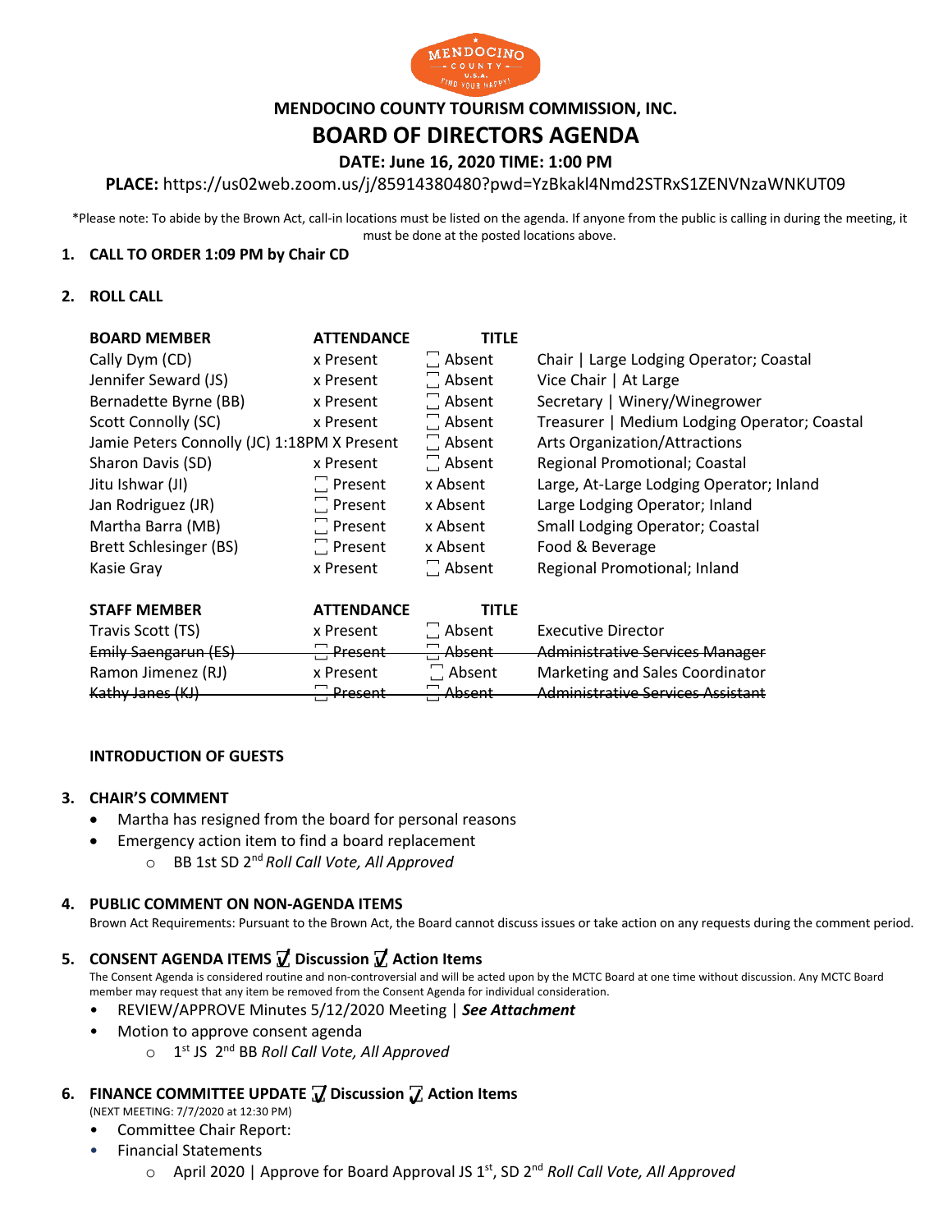# MENDOCINO COUNTY TOURISM COMMISSION, INC.

# BOARD OF DIRECTORS AGENDA

**DATE: June 16, 2020 TIME: 1:00 PM**

**PLACE:** https://us02web.zoom.us/j/85914380480?pwd=YzBkakl4Nmd2STRxS1ZENVNzaWNKUT09

*Please note: To abide by the Brown Act, call-in locations must be listed on the agenda. If anyone from the public is calling in during the meeting, it must be done at the posted locations above.

## 1. CALL TO ORDER 1:09 PM by Chair CD

## 2. ROLL CALL

| BOARD MEMBER | ATTENDANCE | | TITLE |
|---|---|---|---|
| Cally Dym (CD) | x Present | ☐ Absent | Chair \| Large Lodging Operator; Coastal |
| Jennifer Seward (JS) | x Present | ☐ Absent | Vice Chair \| At Large |
| Bernadette Byrne (BB) | x Present | ☐ Absent | Secretary \| Winery/Winegrower |
| Scott Connolly (SC) | x Present | ☐ Absent | Treasurer \| Medium Lodging Operator; Coastal |
| Jamie Peters Connolly (JC) 1:18PM | X Present | ☐ Absent | Arts Organization/Attractions |
| Sharon Davis (SD) | x Present | ☐ Absent | Regional Promotional; Coastal |
| Jitu Ishwar (JI) | ☐ Present | x Absent | Large, At-Large Lodging Operator; Inland |
| Jan Rodriguez (JR) | ☐ Present | x Absent | Large Lodging Operator; Inland |
| Martha Barra (MB) | ☐ Present | x Absent | Small Lodging Operator; Coastal |
| Brett Schlesinger (BS) | ☐ Present | x Absent | Food & Beverage |
| Kasie Gray | x Present | ☐ Absent | Regional Promotional; Inland |

| STAFF MEMBER | ATTENDANCE | | TITLE |
|---|---|---|---|
| Travis Scott (TS) | x Present | ☐ Absent | Executive Director |
| ~~Emily Saengarun (ES)~~ | ~~☐ Present~~ | ~~☐ Absent~~ | ~~Administrative Services Manager~~ |
| Ramon Jimenez (RJ) | x Present | ☐ Absent | Marketing and Sales Coordinator |
| ~~Kathy Janes (KJ)~~ | ~~☐ Present~~ | ~~☐ Absent~~ | ~~Administrative Services Assistant~~ |

**INTRODUCTION OF GUESTS**

## 3. CHAIR'S COMMENT

- Martha has resigned from the board for personal reasons
- Emergency action item to find a board replacement
  - BB 1st SD 2nd *Roll Call Vote, All Approved*

## 4. PUBLIC COMMENT ON NON-AGENDA ITEMS

Brown Act Requirements: Pursuant to the Brown Act, the Board cannot discuss issues or take action on any requests during the comment period.

## 5. CONSENT AGENDA ITEMS ☑ Discussion ☑ Action Items

The Consent Agenda is considered routine and non-controversial and will be acted upon by the MCTC Board at one time without discussion. Any MCTC Board member may request that any item be removed from the Consent Agenda for individual consideration.

- REVIEW/APPROVE Minutes 5/12/2020 Meeting | ***See Attachment***
- Motion to approve consent agenda
  - 1st JS 2nd BB *Roll Call Vote, All Approved*

## 6. FINANCE COMMITTEE UPDATE ☑ Discussion ☑ Action Items

(NEXT MEETING: 7/7/2020 at 12:30 PM)

- Committee Chair Report:
- Financial Statements
  - April 2020 | Approve for Board Approval JS 1st, SD 2nd *Roll Call Vote, All Approved*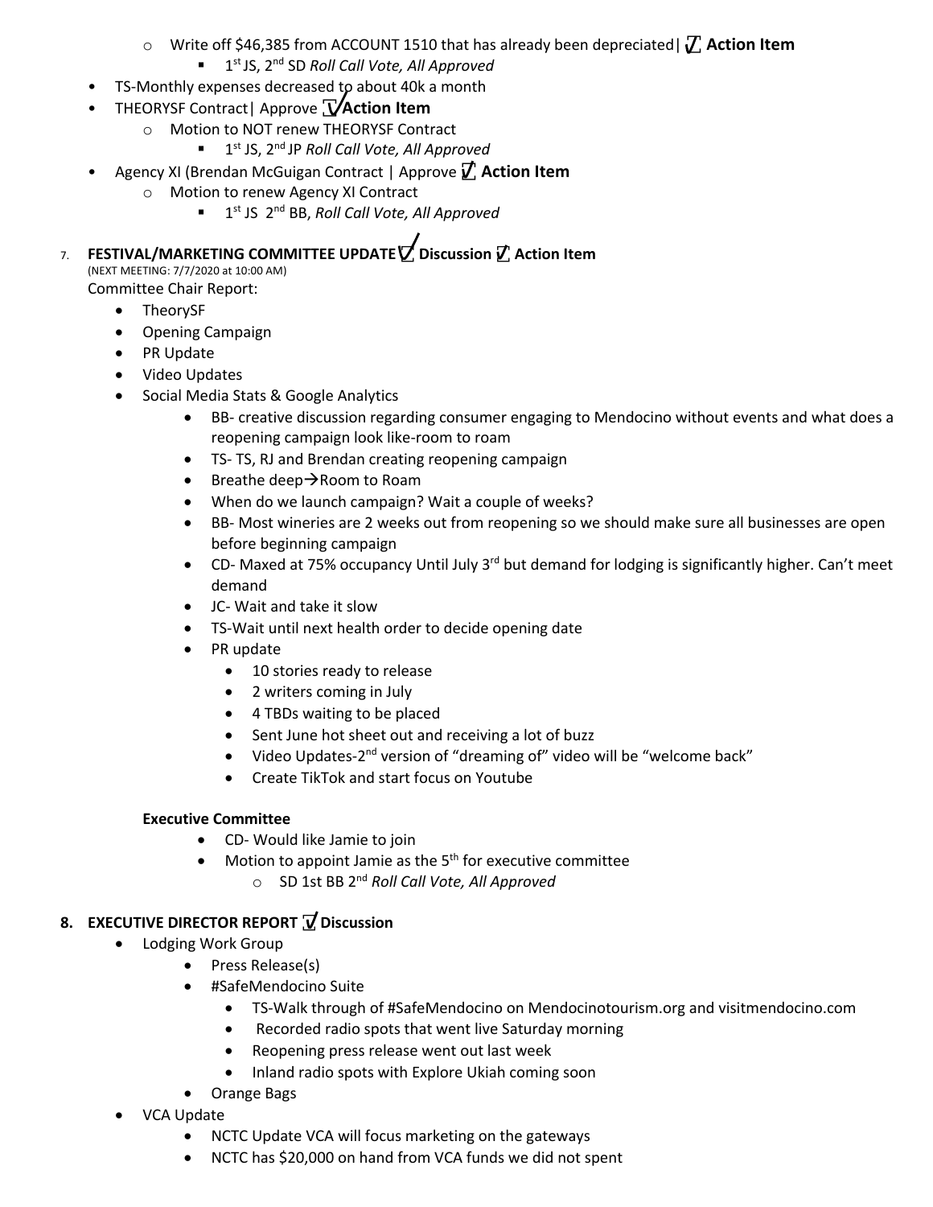- Write off $46,385 from ACCOUNT 1510 that has already been depreciated| ☑ **Action Item**
  - 1st JS, 2nd SD *Roll Call Vote, All Approved*
- TS-Monthly expenses decreased to about 40k a month
- THEORYSF Contract| Approve ☑ **Action Item**
  - Motion to NOT renew THEORYSF Contract
    - 1st JS, 2nd JP *Roll Call Vote, All Approved*
- Agency XI (Brendan McGuigan Contract | Approve ☑ **Action Item**
  - Motion to renew Agency XI Contract
    - 1st JS 2nd BB, *Roll Call Vote, All Approved*

7. **FESTIVAL/MARKETING COMMITTEE UPDATE ☑ Discussion ☑ Action Item**

(NEXT MEETING: 7/7/2020 at 10:00 AM)

Committee Chair Report:

- TheorySF
- Opening Campaign
- PR Update
- Video Updates
- Social Media Stats & Google Analytics
  - BB- creative discussion regarding consumer engaging to Mendocino without events and what does a reopening campaign look like-room to roam
  - TS- TS, RJ and Brendan creating reopening campaign
  - Breathe deep→Room to Roam
  - When do we launch campaign? Wait a couple of weeks?
  - BB- Most wineries are 2 weeks out from reopening so we should make sure all businesses are open before beginning campaign
  - CD- Maxed at 75% occupancy Until July 3rd but demand for lodging is significantly higher. Can't meet demand
  - JC- Wait and take it slow
  - TS-Wait until next health order to decide opening date
  - PR update
    - 10 stories ready to release
    - 2 writers coming in July
    - 4 TBDs waiting to be placed
    - Sent June hot sheet out and receiving a lot of buzz
    - Video Updates-2nd version of "dreaming of" video will be "welcome back"
    - Create TikTok and start focus on Youtube

**Executive Committee**

- CD- Would like Jamie to join
- Motion to appoint Jamie as the 5th for executive committee
  - SD 1st BB 2nd *Roll Call Vote, All Approved*

8. **EXECUTIVE DIRECTOR REPORT ☑ Discussion**

- Lodging Work Group
  - Press Release(s)
  - #SafeMendocino Suite
    - TS-Walk through of #SafeMendocino on Mendocinotourism.org and visitmendocino.com
    - Recorded radio spots that went live Saturday morning
    - Reopening press release went out last week
    - Inland radio spots with Explore Ukiah coming soon
  - Orange Bags
- VCA Update
  - NCTC Update VCA will focus marketing on the gateways
  - NCTC has $20,000 on hand from VCA funds we did not spent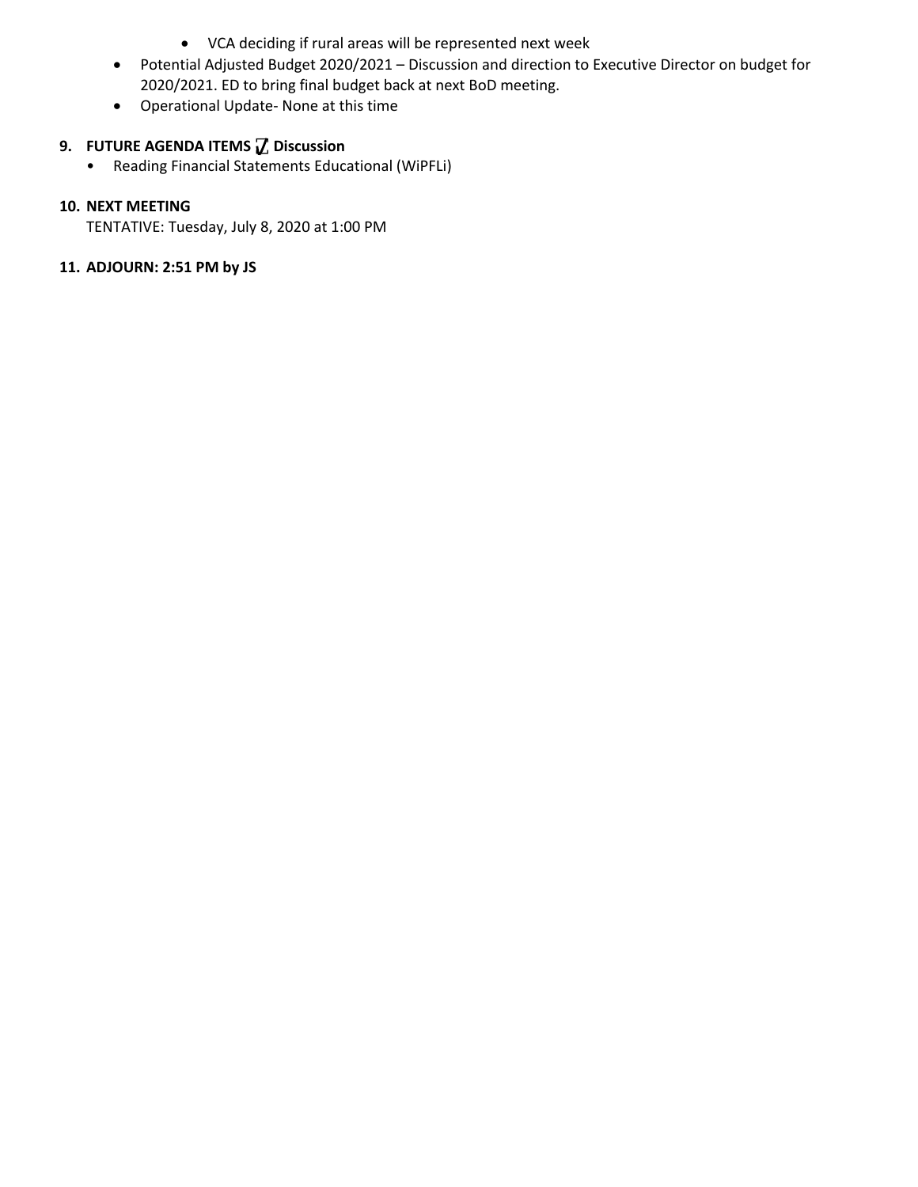- VCA deciding if rural areas will be represented next week
- Potential Adjusted Budget 2020/2021 – Discussion and direction to Executive Director on budget for 2020/2021. ED to bring final budget back at next BoD meeting.
- Operational Update- None at this time

**9. FUTURE AGENDA ITEMS – Discussion**

- Reading Financial Statements Educational (WiPFLi)

**10. NEXT MEETING**

TENTATIVE: Tuesday, July 8, 2020 at 1:00 PM

**11. ADJOURN: 2:51 PM by JS**